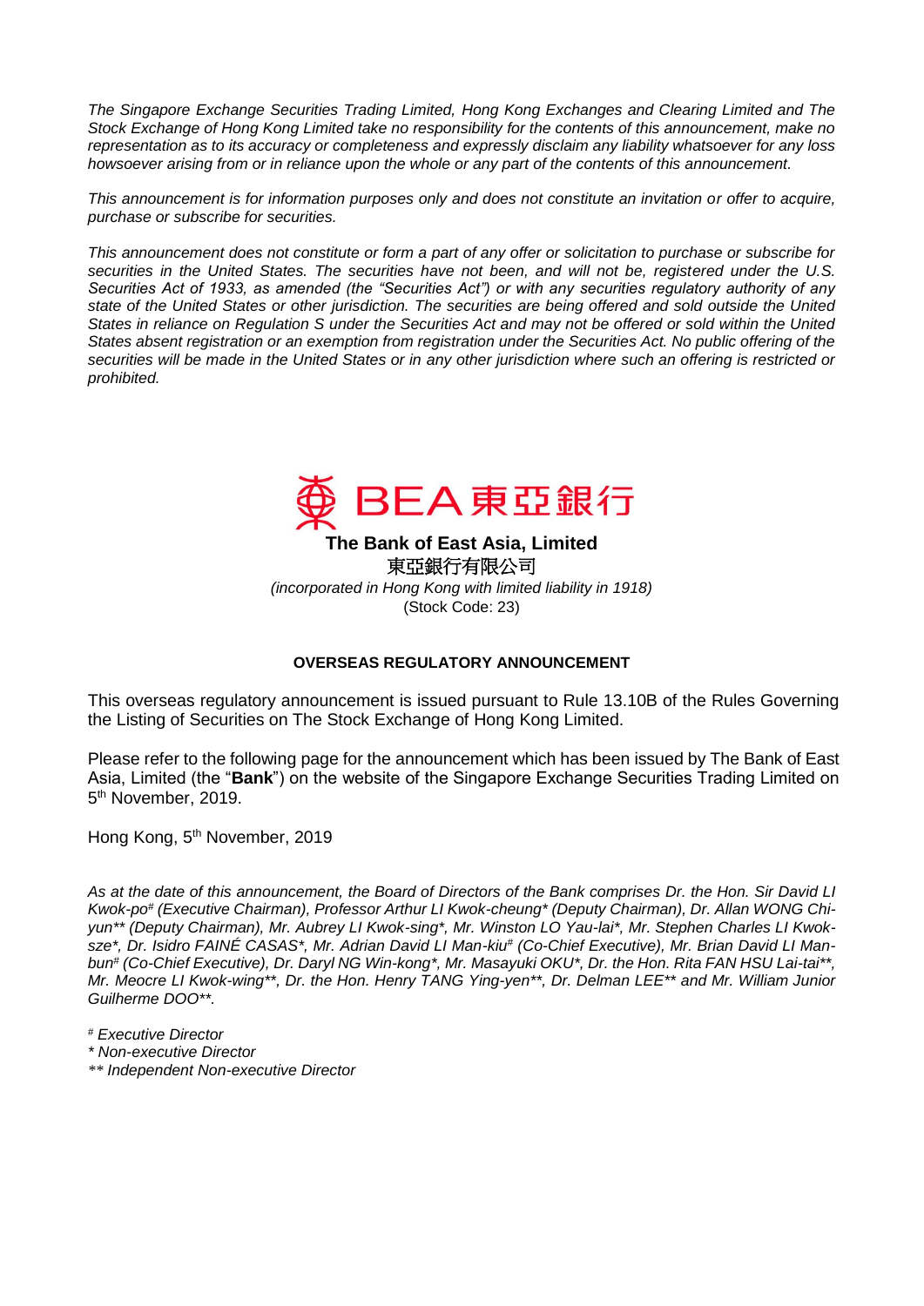*The Singapore Exchange Securities Trading Limited, Hong Kong Exchanges and Clearing Limited and The Stock Exchange of Hong Kong Limited take no responsibility for the contents of this announcement, make no representation as to its accuracy or completeness and expressly disclaim any liability whatsoever for any loss howsoever arising from or in reliance upon the whole or any part of the contents of this announcement.*

*This announcement is for information purposes only and does not constitute an invitation or offer to acquire, purchase or subscribe for securities.*

*This announcement does not constitute or form a part of any offer or solicitation to purchase or subscribe for securities in the United States. The securities have not been, and will not be, registered under the U.S. Securities Act of 1933, as amended (the "Securities Act") or with any securities regulatory authority of any state of the United States or other jurisdiction. The securities are being offered and sold outside the United States in reliance on Regulation S under the Securities Act and may not be offered or sold within the United States absent registration or an exemption from registration under the Securities Act. No public offering of the securities will be made in the United States or in any other jurisdiction where such an offering is restricted or prohibited.*

BEA 東亞銀行

**The Bank of East Asia, Limited**

東亞銀行有限公司

*(incorporated in Hong Kong with limited liability in 1918)*

(Stock Code: 23)

**OVERSEAS REGULATORY ANNOUNCEMENT**

This overseas regulatory announcement is issued pursuant to Rule 13.10B of the Rules Governing the Listing of Securities on The Stock Exchange of Hong Kong Limited.

Please refer to the following page for the announcement which has been issued by The Bank of East Asia, Limited (the "**Bank**") on the website of the Singapore Exchange Securities Trading Limited on 5th November, 2019.

Hong Kong, 5th November, 2019

*As at the date of this announcement, the Board of Directors of the Bank comprises Dr. the Hon. Sir David LI Kwok-po# (Executive Chairman), Professor Arthur LI Kwok-cheung* (Deputy Chairman), Dr. Allan WONG Chi-yun** (Deputy Chairman), Mr. Aubrey LI Kwok-sing*, Mr. Winston LO Yau-lai*, Mr. Stephen Charles LI Kwok-sze*, Dr. Isidro FAINÉ CASAS*, Mr. Adrian David LI Man-kiu# (Co-Chief Executive), Mr. Brian David LI Man-bun# (Co-Chief Executive), Dr. Daryl NG Win-kong*, Mr. Masayuki OKU*, Dr. the Hon. Rita FAN HSU Lai-tai**, Mr. Meocre LI Kwok-wing**, Dr. the Hon. Henry TANG Ying-yen**, Dr. Delman LEE** and Mr. William Junior Guilherme DOO**.*

*# Executive Director*

*\* Non-executive Director*

*\*\* Independent Non-executive Director*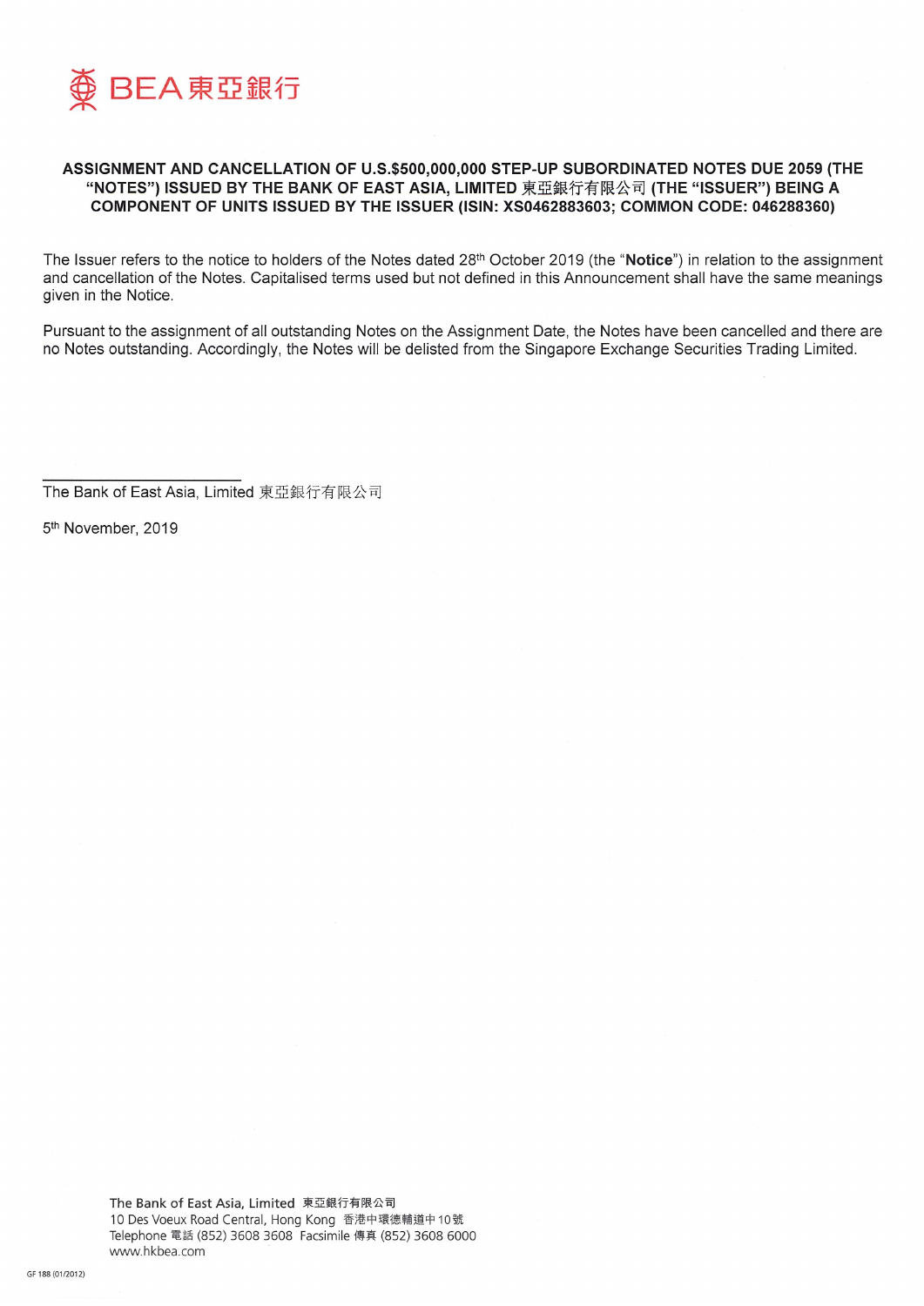BEA 東亞銀行

**ASSIGNMENT AND CANCELLATION OF U.S.$500,000,000 STEP-UP SUBORDINATED NOTES DUE 2059 (THE "NOTES") ISSUED BY THE BANK OF EAST ASIA, LIMITED 東亞銀行有限公司 (THE "ISSUER") BEING A COMPONENT OF UNITS ISSUED BY THE ISSUER (ISIN: XS0462883603; COMMON CODE: 046288360)**

The Issuer refers to the notice to holders of the Notes dated 28th October 2019 (the "**Notice**") in relation to the assignment and cancellation of the Notes. Capitalised terms used but not defined in this Announcement shall have the same meanings given in the Notice.

Pursuant to the assignment of all outstanding Notes on the Assignment Date, the Notes have been cancelled and there are no Notes outstanding. Accordingly, the Notes will be delisted from the Singapore Exchange Securities Trading Limited.

The Bank of East Asia, Limited 東亞銀行有限公司

5th November, 2019

The Bank of East Asia, Limited 東亞銀行有限公司
10 Des Voeux Road Central, Hong Kong 香港中環德輔道中10號
Telephone 電話 (852) 3608 3608 Facsimile 傳真 (852) 3608 6000
www.hkbea.com

GF 188 (01/2012)